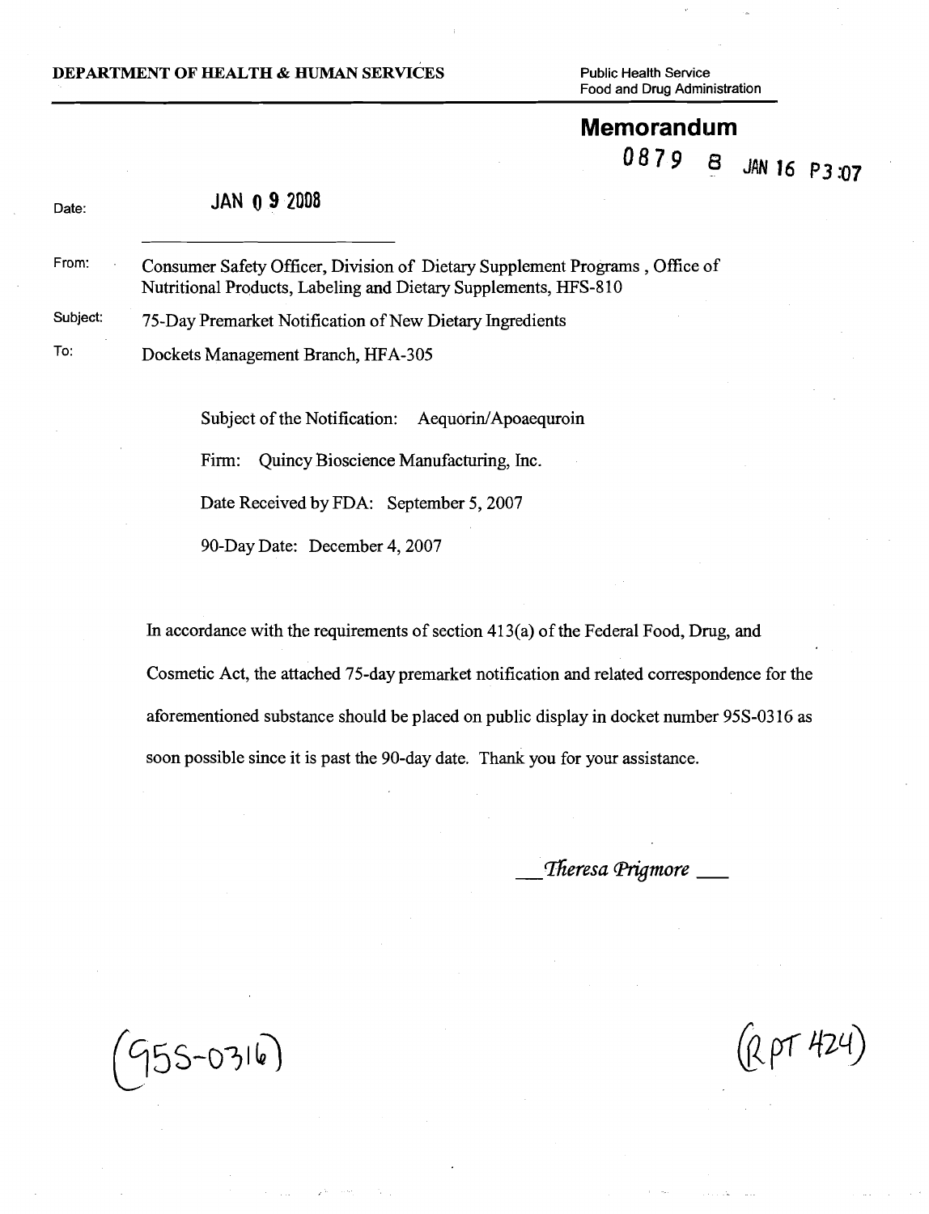**DEPARTMENT OF HEALTH & HUMAN SERVICES**

Public Health Service
Food and Drug Administration

## Memorandum

0879 8 JAN 16 P3:07

Date: JAN 0 9 2008

From: Consumer Safety Officer, Division of Dietary Supplement Programs , Office of Nutritional Products, Labeling and Dietary Supplements, HFS-810

Subject: 75-Day Premarket Notification of New Dietary Ingredients

To: Dockets Management Branch, HFA-305

Subject of the Notification: Aequorin/Apoaequroin

Firm: Quincy Bioscience Manufacturing, Inc.

Date Received by FDA: September 5, 2007

90-Day Date: December 4, 2007

In accordance with the requirements of section 413(a) of the Federal Food, Drug, and Cosmetic Act, the attached 75-day premarket notification and related correspondence for the aforementioned substance should be placed on public display in docket number 95S-0316 as soon possible since it is past the 90-day date. Thank you for your assistance.

*Theresa Prigmore*

(95S-0316)

(RPT 424)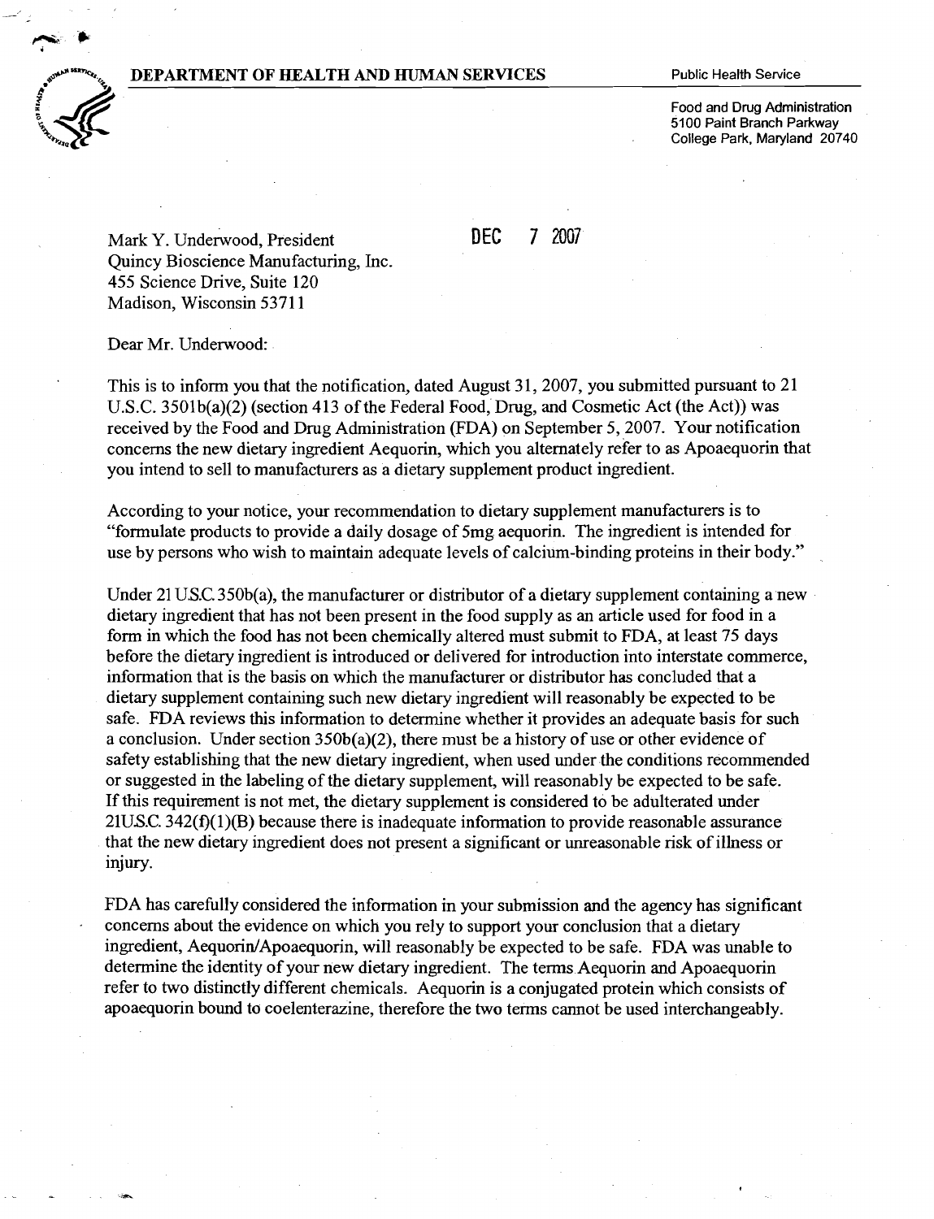**DEPARTMENT OF HEALTH AND HUMAN SERVICES** — Public Health Service

Food and Drug Administration
5100 Paint Branch Parkway
College Park, Maryland 20740

DEC 7 2007

Mark Y. Underwood, President
Quincy Bioscience Manufacturing, Inc.
455 Science Drive, Suite 120
Madison, Wisconsin 53711

Dear Mr. Underwood:

This is to inform you that the notification, dated August 31, 2007, you submitted pursuant to 21 U.S.C. 3501b(a)(2) (section 413 of the Federal Food, Drug, and Cosmetic Act (the Act)) was received by the Food and Drug Administration (FDA) on September 5, 2007. Your notification concerns the new dietary ingredient Aequorin, which you alternately refer to as Apoaequorin that you intend to sell to manufacturers as a dietary supplement product ingredient.

According to your notice, your recommendation to dietary supplement manufacturers is to "formulate products to provide a daily dosage of 5mg aequorin. The ingredient is intended for use by persons who wish to maintain adequate levels of calcium-binding proteins in their body."

Under 21 U.S.C. 350b(a), the manufacturer or distributor of a dietary supplement containing a new dietary ingredient that has not been present in the food supply as an article used for food in a form in which the food has not been chemically altered must submit to FDA, at least 75 days before the dietary ingredient is introduced or delivered for introduction into interstate commerce, information that is the basis on which the manufacturer or distributor has concluded that a dietary supplement containing such new dietary ingredient will reasonably be expected to be safe. FDA reviews this information to determine whether it provides an adequate basis for such a conclusion. Under section 350b(a)(2), there must be a history of use or other evidence of safety establishing that the new dietary ingredient, when used under the conditions recommended or suggested in the labeling of the dietary supplement, will reasonably be expected to be safe. If this requirement is not met, the dietary supplement is considered to be adulterated under 21U.S.C. 342(f)(1)(B) because there is inadequate information to provide reasonable assurance that the new dietary ingredient does not present a significant or unreasonable risk of illness or injury.

FDA has carefully considered the information in your submission and the agency has significant concerns about the evidence on which you rely to support your conclusion that a dietary ingredient, Aequorin/Apoaequorin, will reasonably be expected to be safe. FDA was unable to determine the identity of your new dietary ingredient. The terms Aequorin and Apoaequorin refer to two distinctly different chemicals. Aequorin is a conjugated protein which consists of apoaequorin bound to coelenterazine, therefore the two terms cannot be used interchangeably.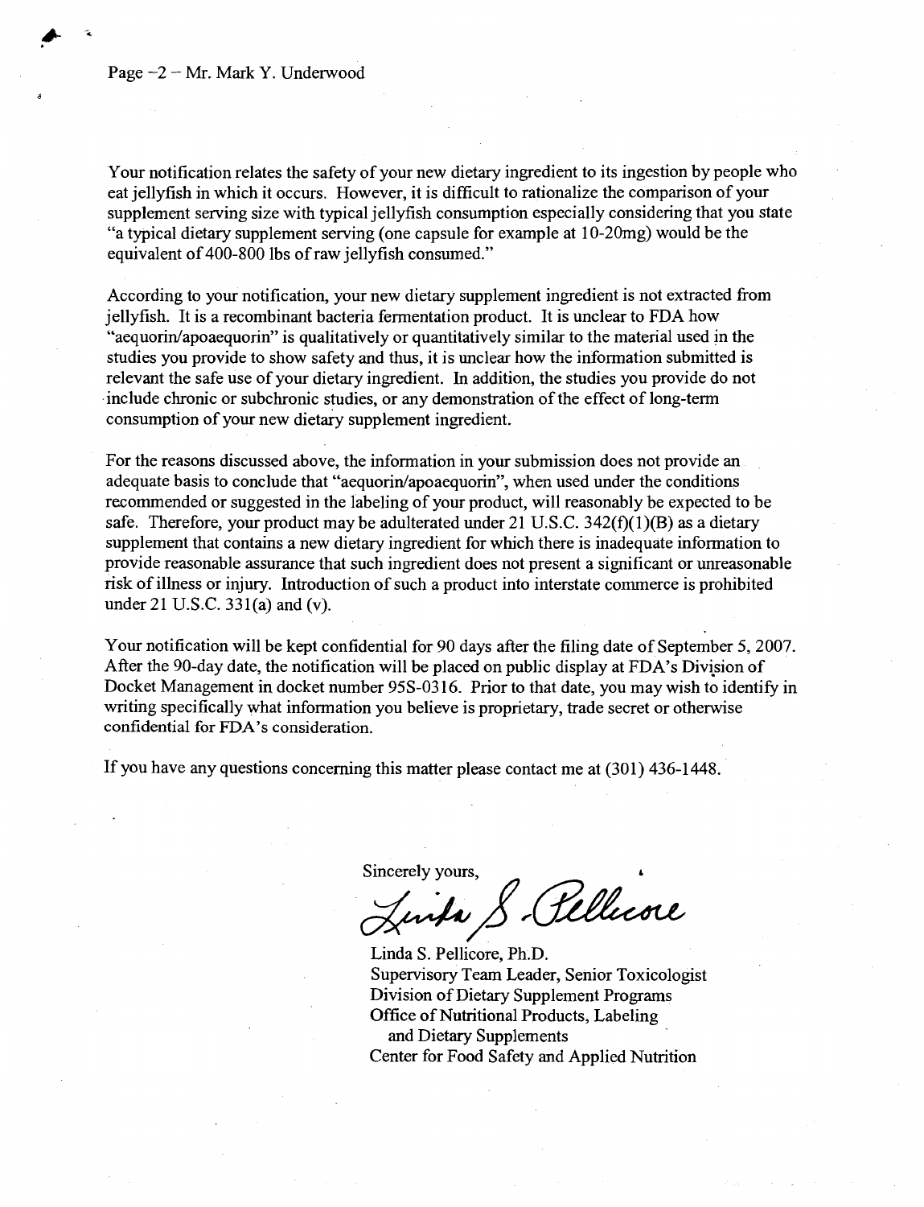Your notification relates the safety of your new dietary ingredient to its ingestion by people who eat jellyfish in which it occurs. However, it is difficult to rationalize the comparison of your supplement serving size with typical jellyfish consumption especially considering that you state "a typical dietary supplement serving (one capsule for example at 10-20mg) would be the equivalent of 400-800 lbs of raw jellyfish consumed."

According to your notification, your new dietary supplement ingredient is not extracted from jellyfish. It is a recombinant bacteria fermentation product. It is unclear to FDA how "aequorin/apoaequorin" is qualitatively or quantitatively similar to the material used in the studies you provide to show safety and thus, it is unclear how the information submitted is relevant the safe use of your dietary ingredient. In addition, the studies you provide do not include chronic or subchronic studies, or any demonstration of the effect of long-term consumption of your new dietary supplement ingredient.

For the reasons discussed above, the information in your submission does not provide an adequate basis to conclude that "aequorin/apoaequorin", when used under the conditions recommended or suggested in the labeling of your product, will reasonably be expected to be safe. Therefore, your product may be adulterated under 21 U.S.C. 342(f)(1)(B) as a dietary supplement that contains a new dietary ingredient for which there is inadequate information to provide reasonable assurance that such ingredient does not present a significant or unreasonable risk of illness or injury. Introduction of such a product into interstate commerce is prohibited under 21 U.S.C. 331(a) and (v).

Your notification will be kept confidential for 90 days after the filing date of September 5, 2007. After the 90-day date, the notification will be placed on public display at FDA's Division of Docket Management in docket number 95S-0316. Prior to that date, you may wish to identify in writing specifically what information you believe is proprietary, trade secret or otherwise confidential for FDA's consideration.

If you have any questions concerning this matter please contact me at (301) 436-1448.

Sincerely yours,

Linda S. Pellicore

Linda S. Pellicore, Ph.D.
Supervisory Team Leader, Senior Toxicologist
Division of Dietary Supplement Programs
Office of Nutritional Products, Labeling and Dietary Supplements
Center for Food Safety and Applied Nutrition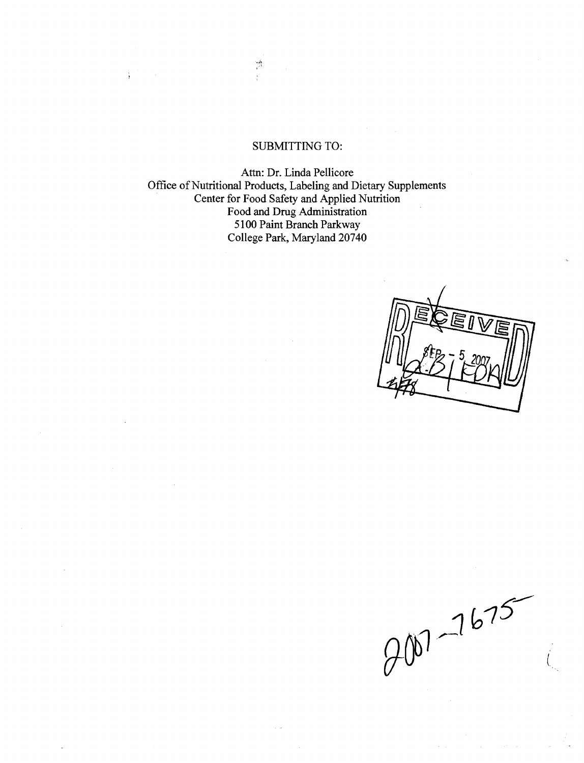SUBMITTING TO:

Attn: Dr. Linda Pellicore
Office of Nutritional Products, Labeling and Dietary Supplements
Center for Food Safety and Applied Nutrition
Food and Drug Administration
5100 Paint Branch Parkway
College Park, Maryland 20740

RECEIVED
SEP - 5 2007
OBI FDA

2007-7675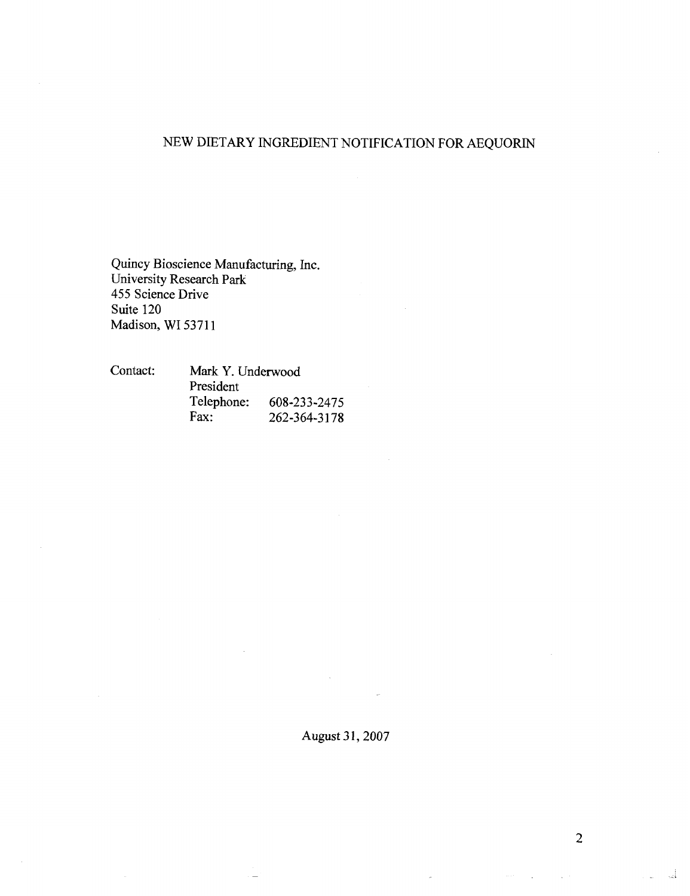# NEW DIETARY INGREDIENT NOTIFICATION FOR AEQUORIN

Quincy Bioscience Manufacturing, Inc.
University Research Park
455 Science Drive
Suite 120
Madison, WI 53711

Contact: Mark Y. Underwood
President
Telephone: 608-233-2475
Fax: 262-364-3178

August 31, 2007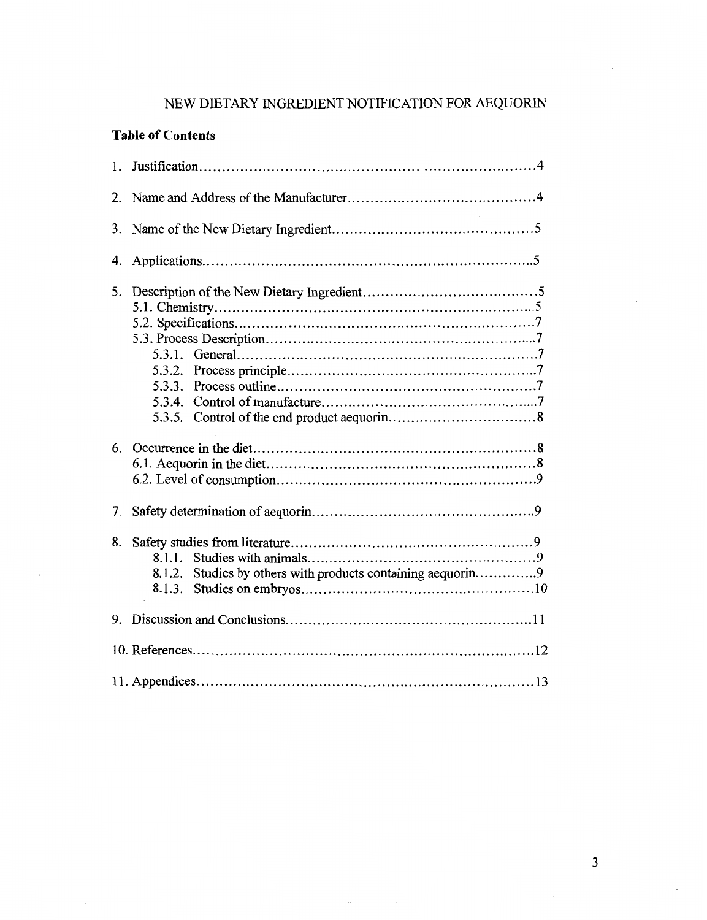# NEW DIETARY INGREDIENT NOTIFICATION FOR AEQUORIN

## Table of Contents

1. Justification....................................................................................4
2. Name and Address of the Manufacturer......................................4
3. Name of the New Dietary Ingredient..........................................5
4. Applications....................................................................................5
5. Description of the New Dietary Ingredient.................................5
   - 5.1. Chemistry..............................................................................5
   - 5.2. Specifications.......................................................................7
   - 5.3. Process Description.............................................................7
     - 5.3.1. General......................................................................7
     - 5.3.2. Process principle.......................................................7
     - 5.3.3. Process outline...........................................................7
     - 5.3.4. Control of manufacture.............................................7
     - 5.3.5. Control of the end product aequorin.........................8
6. Occurrence in the diet....................................................................8
   - 6.1. Aequorin in the diet.............................................................8
   - 6.2. Level of consumption..........................................................9
7. Safety determination of aequorin..................................................9
8. Safety studies from literature.........................................................9
   - 8.1.1. Studies with animals.......................................................9
   - 8.1.2. Studies by others with products containing aequorin..............9
   - 8.1.3. Studies on embryos........................................................10
9. Discussion and Conclusions..........................................................11
10. References....................................................................................12
11. Appendices...................................................................................13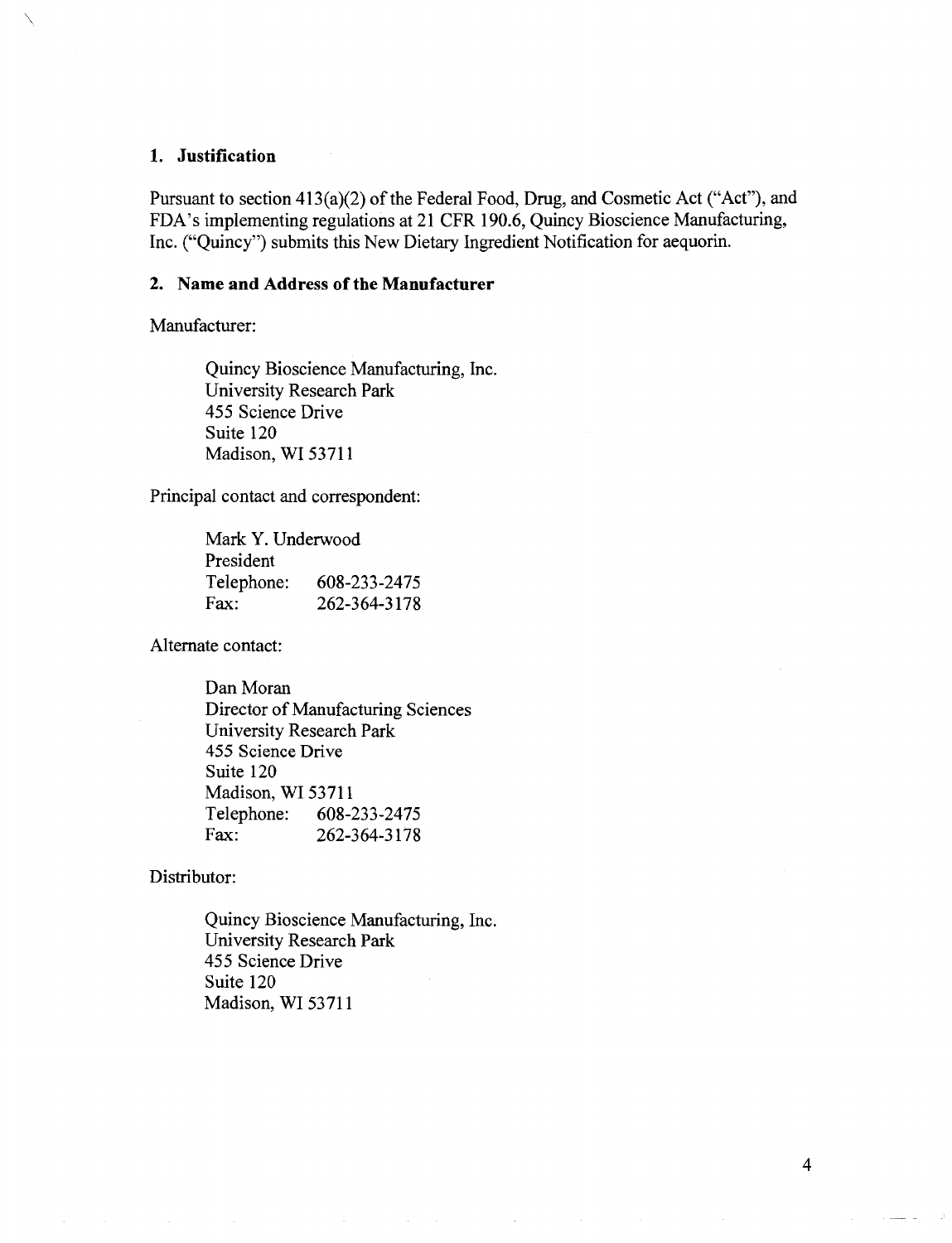## 1. Justification

Pursuant to section 413(a)(2) of the Federal Food, Drug, and Cosmetic Act ("Act"), and FDA's implementing regulations at 21 CFR 190.6, Quincy Bioscience Manufacturing, Inc. ("Quincy") submits this New Dietary Ingredient Notification for aequorin.

## 2. Name and Address of the Manufacturer

Manufacturer:

Quincy Bioscience Manufacturing, Inc.
University Research Park
455 Science Drive
Suite 120
Madison, WI 53711

Principal contact and correspondent:

Mark Y. Underwood
President
Telephone: 608-233-2475
Fax: 262-364-3178

Alternate contact:

Dan Moran
Director of Manufacturing Sciences
University Research Park
455 Science Drive
Suite 120
Madison, WI 53711
Telephone: 608-233-2475
Fax: 262-364-3178

Distributor:

Quincy Bioscience Manufacturing, Inc.
University Research Park
455 Science Drive
Suite 120
Madison, WI 53711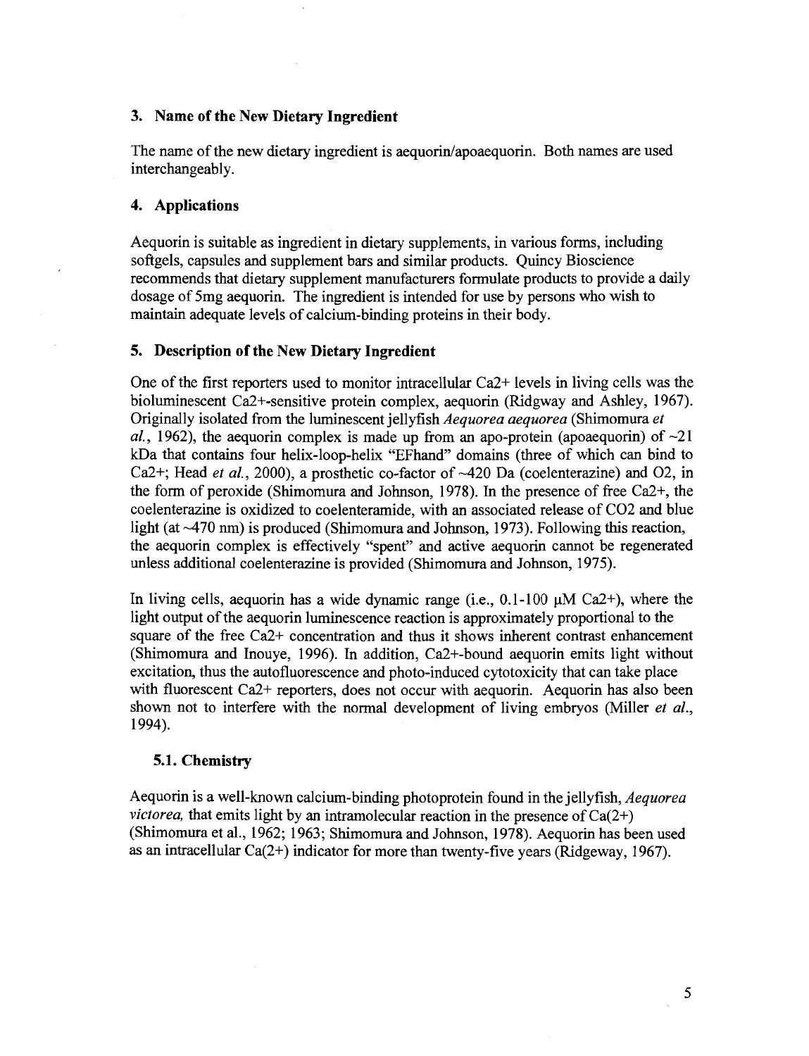## 3. Name of the New Dietary Ingredient

The name of the new dietary ingredient is aequorin/apoaequorin. Both names are used interchangeably.

## 4. Applications

Aequorin is suitable as ingredient in dietary supplements, in various forms, including softgels, capsules and supplement bars and similar products. Quincy Bioscience recommends that dietary supplement manufacturers formulate products to provide a daily dosage of 5mg aequorin. The ingredient is intended for use by persons who wish to maintain adequate levels of calcium-binding proteins in their body.

## 5. Description of the New Dietary Ingredient

One of the first reporters used to monitor intracellular Ca2+ levels in living cells was the bioluminescent Ca2+-sensitive protein complex, aequorin (Ridgway and Ashley, 1967). Originally isolated from the luminescent jellyfish *Aequorea aequorea* (Shimomura *et al.*, 1962), the aequorin complex is made up from an apo-protein (apoaequorin) of ~21 kDa that contains four helix-loop-helix "EFhand" domains (three of which can bind to Ca2+; Head *et al.*, 2000), a prosthetic co-factor of ~420 Da (coelenterazine) and O2, in the form of peroxide (Shimomura and Johnson, 1978). In the presence of free Ca2+, the coelenterazine is oxidized to coelenteramide, with an associated release of CO2 and blue light (at ~470 nm) is produced (Shimomura and Johnson, 1973). Following this reaction, the aequorin complex is effectively "spent" and active aequorin cannot be regenerated unless additional coelenterazine is provided (Shimomura and Johnson, 1975).

In living cells, aequorin has a wide dynamic range (i.e., 0.1-100 μM Ca2+), where the light output of the aequorin luminescence reaction is approximately proportional to the square of the free Ca2+ concentration and thus it shows inherent contrast enhancement (Shimomura and Inouye, 1996). In addition, Ca2+-bound aequorin emits light without excitation, thus the autofluorescence and photo-induced cytotoxicity that can take place with fluorescent Ca2+ reporters, does not occur with aequorin. Aequorin has also been shown not to interfere with the normal development of living embryos (Miller *et al.*, 1994).

### 5.1. Chemistry

Aequorin is a well-known calcium-binding photoprotein found in the jellyfish, *Aequorea victorea,* that emits light by an intramolecular reaction in the presence of Ca(2+) (Shimomura et al., 1962; 1963; Shimomura and Johnson, 1978). Aequorin has been used as an intracellular Ca(2+) indicator for more than twenty-five years (Ridgeway, 1967).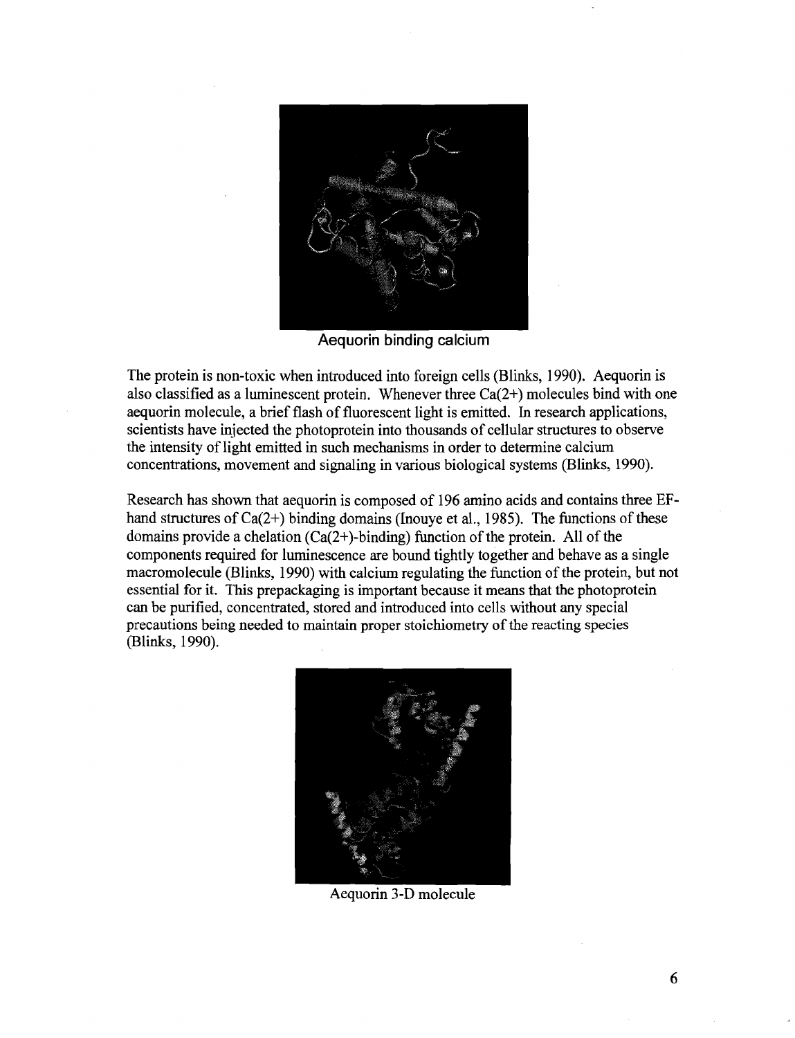Aequorin binding calcium

The protein is non-toxic when introduced into foreign cells (Blinks, 1990). Aequorin is also classified as a luminescent protein. Whenever three $Ca^{2+}$ molecules bind with one aequorin molecule, a brief flash of fluorescent light is emitted. In research applications, scientists have injected the photoprotein into thousands of cellular structures to observe the intensity of light emitted in such mechanisms in order to determine calcium concentrations, movement and signaling in various biological systems (Blinks, 1990).

Research has shown that aequorin is composed of 196 amino acids and contains three EF-hand structures of $Ca^{2+}$ binding domains (Inouye et al., 1985). The functions of these domains provide a chelation ($Ca^{2+}$-binding) function of the protein. All of the components required for luminescence are bound tightly together and behave as a single macromolecule (Blinks, 1990) with calcium regulating the function of the protein, but not essential for it. This prepackaging is important because it means that the photoprotein can be purified, concentrated, stored and introduced into cells without any special precautions being needed to maintain proper stoichiometry of the reacting species (Blinks, 1990).

Aequorin 3-D molecule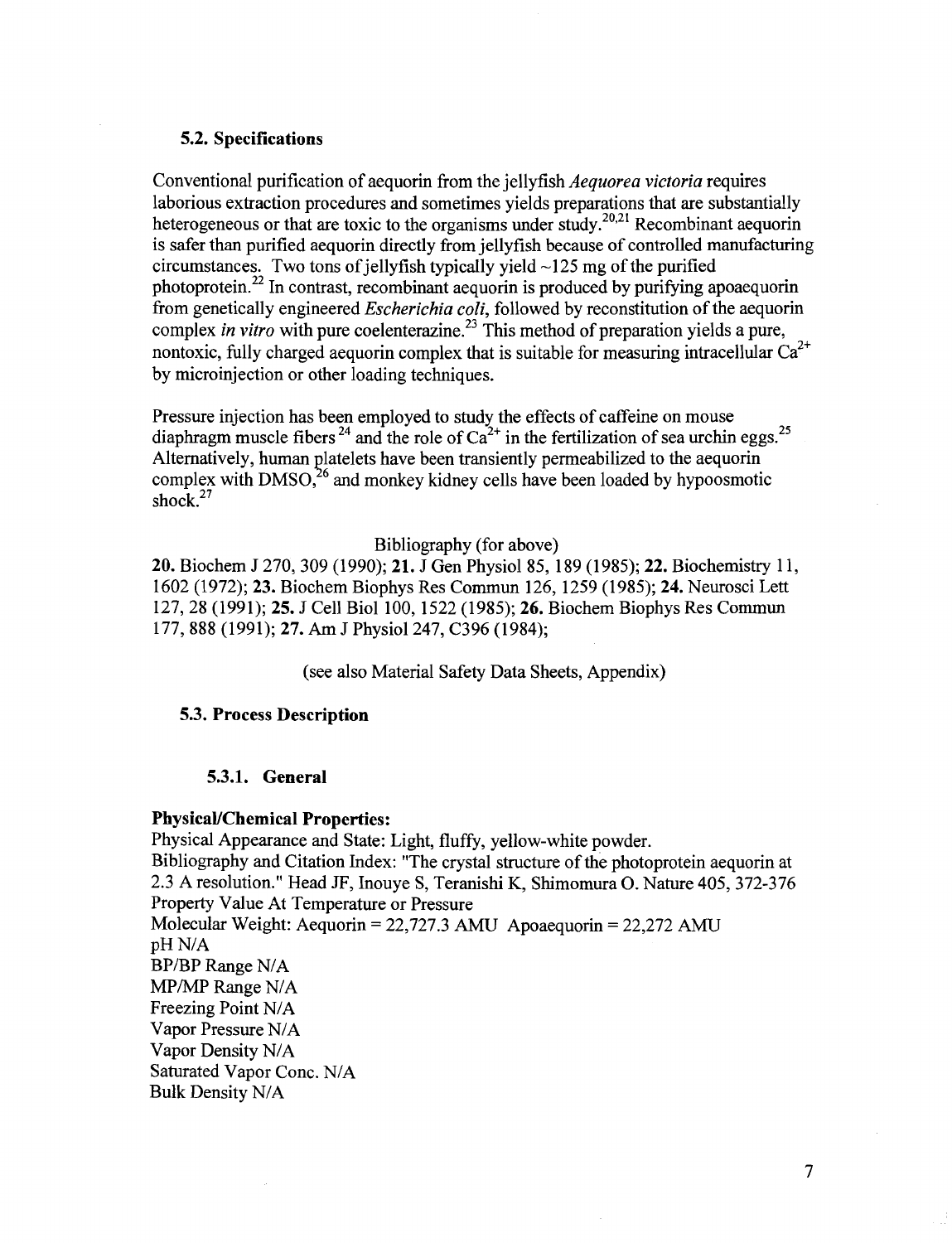### 5.2. Specifications

Conventional purification of aequorin from the jellyfish *Aequorea victoria* requires laborious extraction procedures and sometimes yields preparations that are substantially heterogeneous or that are toxic to the organisms under study.[20,21] Recombinant aequorin is safer than purified aequorin directly from jellyfish because of controlled manufacturing circumstances. Two tons of jellyfish typically yield ~125 mg of the purified photoprotein.[22] In contrast, recombinant aequorin is produced by purifying apoaequorin from genetically engineered *Escherichia coli*, followed by reconstitution of the aequorin complex *in vitro* with pure coelenterazine.[23] This method of preparation yields a pure, nontoxic, fully charged aequorin complex that is suitable for measuring intracellular $Ca^{2+}$ by microinjection or other loading techniques.

Pressure injection has been employed to study the effects of caffeine on mouse diaphragm muscle fibers[24] and the role of $Ca^{2+}$ in the fertilization of sea urchin eggs.[25] Alternatively, human platelets have been transiently permeabilized to the aequorin complex with DMSO,[26] and monkey kidney cells have been loaded by hypoosmotic shock.[27]

Bibliography (for above)

**20.** Biochem J 270, 309 (1990); **21.** J Gen Physiol 85, 189 (1985); **22.** Biochemistry 11, 1602 (1972); **23.** Biochem Biophys Res Commun 126, 1259 (1985); **24.** Neurosci Lett 127, 28 (1991); **25.** J Cell Biol 100, 1522 (1985); **26.** Biochem Biophys Res Commun 177, 888 (1991); **27.** Am J Physiol 247, C396 (1984);

(see also Material Safety Data Sheets, Appendix)

### 5.3. Process Description

#### 5.3.1. General

**Physical/Chemical Properties:**

Physical Appearance and State: Light, fluffy, yellow-white powder.
Bibliography and Citation Index: "The crystal structure of the photoprotein aequorin at 2.3 A resolution." Head JF, Inouye S, Teranishi K, Shimomura O. Nature 405, 372-376
Property Value At Temperature or Pressure
Molecular Weight: Aequorin = 22,727.3 AMU Apoaequorin = 22,272 AMU
pH N/A
BP/BP Range N/A
MP/MP Range N/A
Freezing Point N/A
Vapor Pressure N/A
Vapor Density N/A
Saturated Vapor Conc. N/A
Bulk Density N/A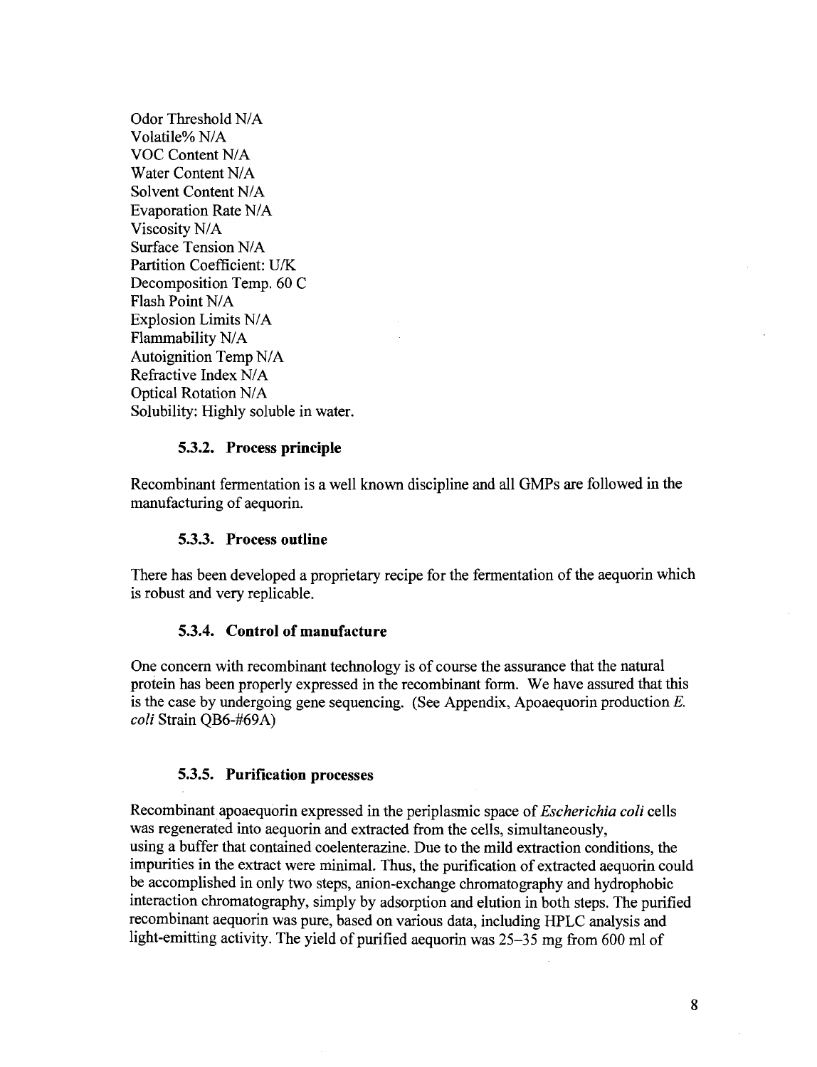Odor Threshold N/A
Volatile% N/A
VOC Content N/A
Water Content N/A
Solvent Content N/A
Evaporation Rate N/A
Viscosity N/A
Surface Tension N/A
Partition Coefficient: U/K
Decomposition Temp. 60 C
Flash Point N/A
Explosion Limits N/A
Flammability N/A
Autoignition Temp N/A
Refractive Index N/A
Optical Rotation N/A
Solubility: Highly soluble in water.

### 5.3.2. Process principle

Recombinant fermentation is a well known discipline and all GMPs are followed in the manufacturing of aequorin.

### 5.3.3. Process outline

There has been developed a proprietary recipe for the fermentation of the aequorin which is robust and very replicable.

### 5.3.4. Control of manufacture

One concern with recombinant technology is of course the assurance that the natural protein has been properly expressed in the recombinant form. We have assured that this is the case by undergoing gene sequencing. (See Appendix, Apoaequorin production *E. coli* Strain QB6-#69A)

### 5.3.5. Purification processes

Recombinant apoaequorin expressed in the periplasmic space of *Escherichia coli* cells was regenerated into aequorin and extracted from the cells, simultaneously, using a buffer that contained coelenterazine. Due to the mild extraction conditions, the impurities in the extract were minimal. Thus, the purification of extracted aequorin could be accomplished in only two steps, anion-exchange chromatography and hydrophobic interaction chromatography, simply by adsorption and elution in both steps. The purified recombinant aequorin was pure, based on various data, including HPLC analysis and light-emitting activity. The yield of purified aequorin was 25–35 mg from 600 ml of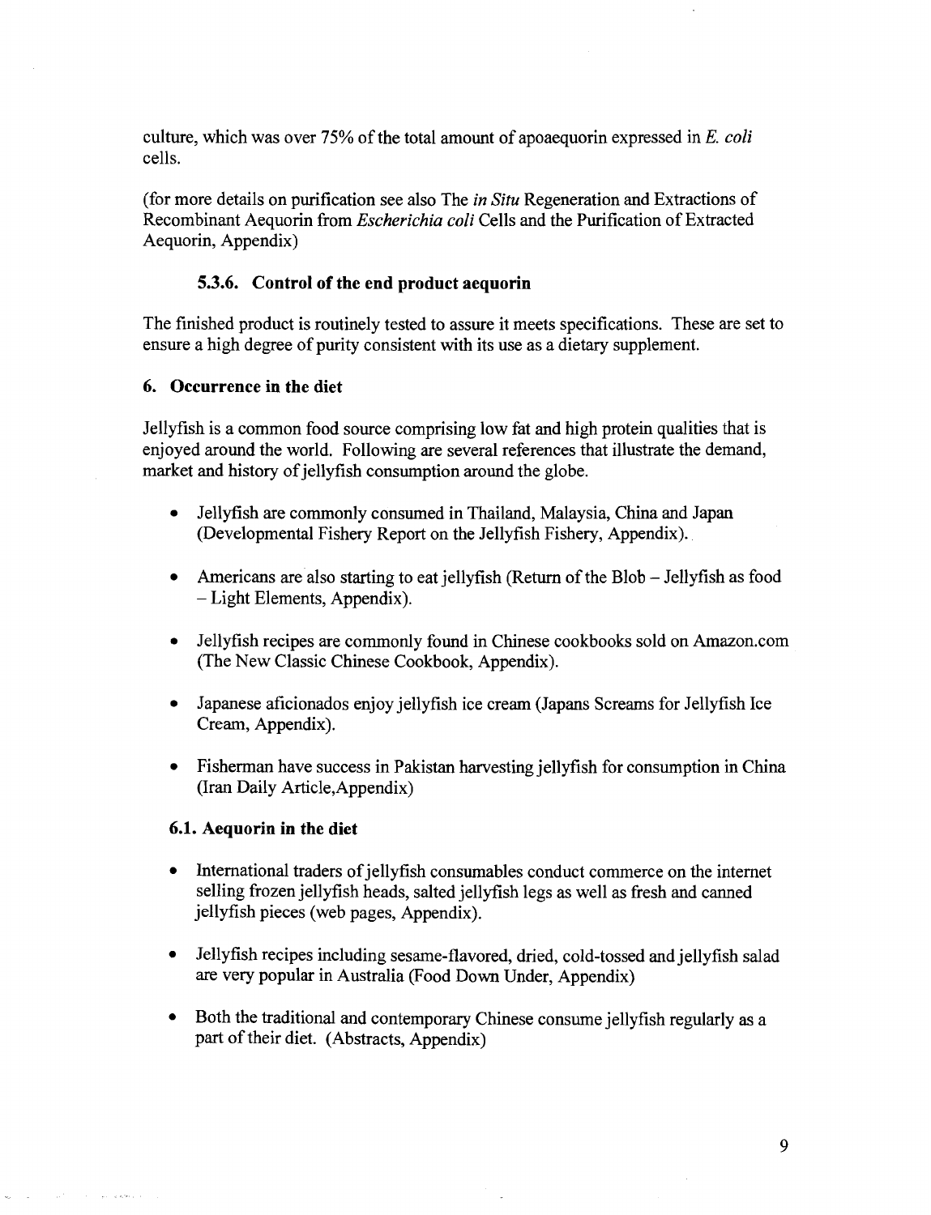culture, which was over 75% of the total amount of apoaequorin expressed in *E. coli* cells.

(for more details on purification see also The *in Situ* Regeneration and Extractions of Recombinant Aequorin from *Escherichia coli* Cells and the Purification of Extracted Aequorin, Appendix)

### 5.3.6. Control of the end product aequorin

The finished product is routinely tested to assure it meets specifications. These are set to ensure a high degree of purity consistent with its use as a dietary supplement.

## 6. Occurrence in the diet

Jellyfish is a common food source comprising low fat and high protein qualities that is enjoyed around the world. Following are several references that illustrate the demand, market and history of jellyfish consumption around the globe.

- Jellyfish are commonly consumed in Thailand, Malaysia, China and Japan (Developmental Fishery Report on the Jellyfish Fishery, Appendix).
- Americans are also starting to eat jellyfish (Return of the Blob – Jellyfish as food – Light Elements, Appendix).
- Jellyfish recipes are commonly found in Chinese cookbooks sold on Amazon.com (The New Classic Chinese Cookbook, Appendix).
- Japanese aficionados enjoy jellyfish ice cream (Japans Screams for Jellyfish Ice Cream, Appendix).
- Fisherman have success in Pakistan harvesting jellyfish for consumption in China (Iran Daily Article,Appendix)

### 6.1. Aequorin in the diet

- International traders of jellyfish consumables conduct commerce on the internet selling frozen jellyfish heads, salted jellyfish legs as well as fresh and canned jellyfish pieces (web pages, Appendix).
- Jellyfish recipes including sesame-flavored, dried, cold-tossed and jellyfish salad are very popular in Australia (Food Down Under, Appendix)
- Both the traditional and contemporary Chinese consume jellyfish regularly as a part of their diet. (Abstracts, Appendix)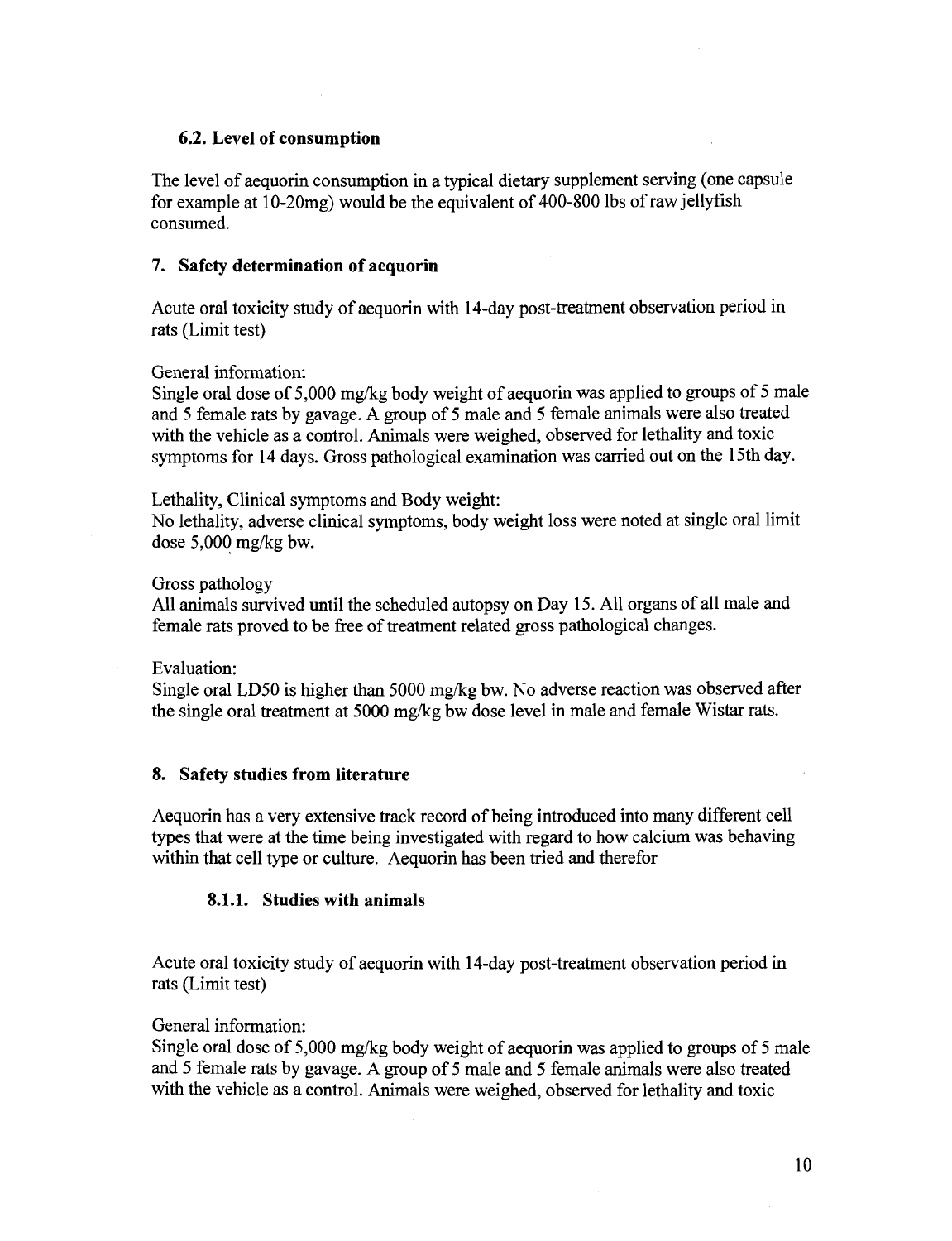### 6.2. Level of consumption

The level of aequorin consumption in a typical dietary supplement serving (one capsule for example at 10-20mg) would be the equivalent of 400-800 lbs of raw jellyfish consumed.

## 7. Safety determination of aequorin

Acute oral toxicity study of aequorin with 14-day post-treatment observation period in rats (Limit test)

General information:
Single oral dose of 5,000 mg/kg body weight of aequorin was applied to groups of 5 male and 5 female rats by gavage. A group of 5 male and 5 female animals were also treated with the vehicle as a control. Animals were weighed, observed for lethality and toxic symptoms for 14 days. Gross pathological examination was carried out on the 15th day.

Lethality, Clinical symptoms and Body weight:
No lethality, adverse clinical symptoms, body weight loss were noted at single oral limit dose 5,000 mg/kg bw.

Gross pathology
All animals survived until the scheduled autopsy on Day 15. All organs of all male and female rats proved to be free of treatment related gross pathological changes.

Evaluation:
Single oral LD50 is higher than 5000 mg/kg bw. No adverse reaction was observed after the single oral treatment at 5000 mg/kg bw dose level in male and female Wistar rats.

## 8. Safety studies from literature

Aequorin has a very extensive track record of being introduced into many different cell types that were at the time being investigated with regard to how calcium was behaving within that cell type or culture. Aequorin has been tried and therefor

#### 8.1.1. Studies with animals

Acute oral toxicity study of aequorin with 14-day post-treatment observation period in rats (Limit test)

General information:
Single oral dose of 5,000 mg/kg body weight of aequorin was applied to groups of 5 male and 5 female rats by gavage. A group of 5 male and 5 female animals were also treated with the vehicle as a control. Animals were weighed, observed for lethality and toxic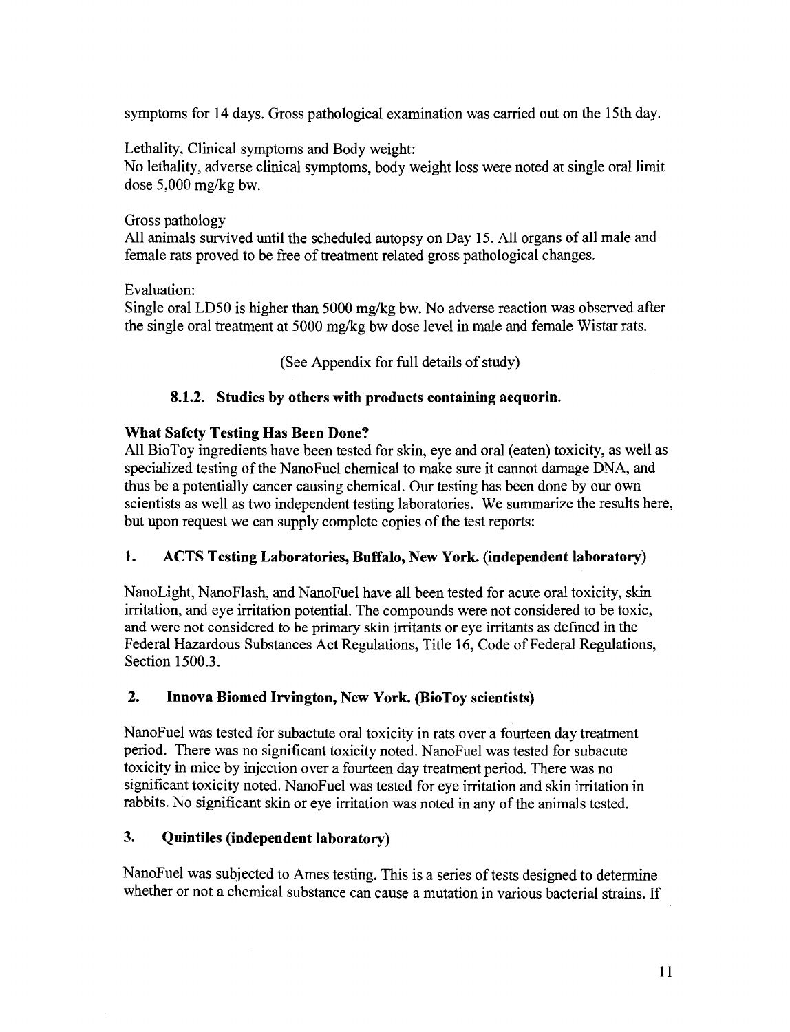symptoms for 14 days. Gross pathological examination was carried out on the 15th day.

Lethality, Clinical symptoms and Body weight:
No lethality, adverse clinical symptoms, body weight loss were noted at single oral limit dose 5,000 mg/kg bw.

Gross pathology
All animals survived until the scheduled autopsy on Day 15. All organs of all male and female rats proved to be free of treatment related gross pathological changes.

Evaluation:
Single oral LD50 is higher than 5000 mg/kg bw. No adverse reaction was observed after the single oral treatment at 5000 mg/kg bw dose level in male and female Wistar rats.

(See Appendix for full details of study)

### 8.1.2. Studies by others with products containing aequorin.

**What Safety Testing Has Been Done?**
All BioToy ingredients have been tested for skin, eye and oral (eaten) toxicity, as well as specialized testing of the NanoFuel chemical to make sure it cannot damage DNA, and thus be a potentially cancer causing chemical. Our testing has been done by our own scientists as well as two independent testing laboratories. We summarize the results here, but upon request we can supply complete copies of the test reports:

**1. ACTS Testing Laboratories, Buffalo, New York. (independent laboratory)**

NanoLight, NanoFlash, and NanoFuel have all been tested for acute oral toxicity, skin irritation, and eye irritation potential. The compounds were not considered to be toxic, and were not considered to be primary skin irritants or eye irritants as defined in the Federal Hazardous Substances Act Regulations, Title 16, Code of Federal Regulations, Section 1500.3.

**2. Innova Biomed Irvington, New York. (BioToy scientists)**

NanoFuel was tested for subactute oral toxicity in rats over a fourteen day treatment period. There was no significant toxicity noted. NanoFuel was tested for subacute toxicity in mice by injection over a fourteen day treatment period. There was no significant toxicity noted. NanoFuel was tested for eye irritation and skin irritation in rabbits. No significant skin or eye irritation was noted in any of the animals tested.

**3. Quintiles (independent laboratory)**

NanoFuel was subjected to Ames testing. This is a series of tests designed to determine whether or not a chemical substance can cause a mutation in various bacterial strains. If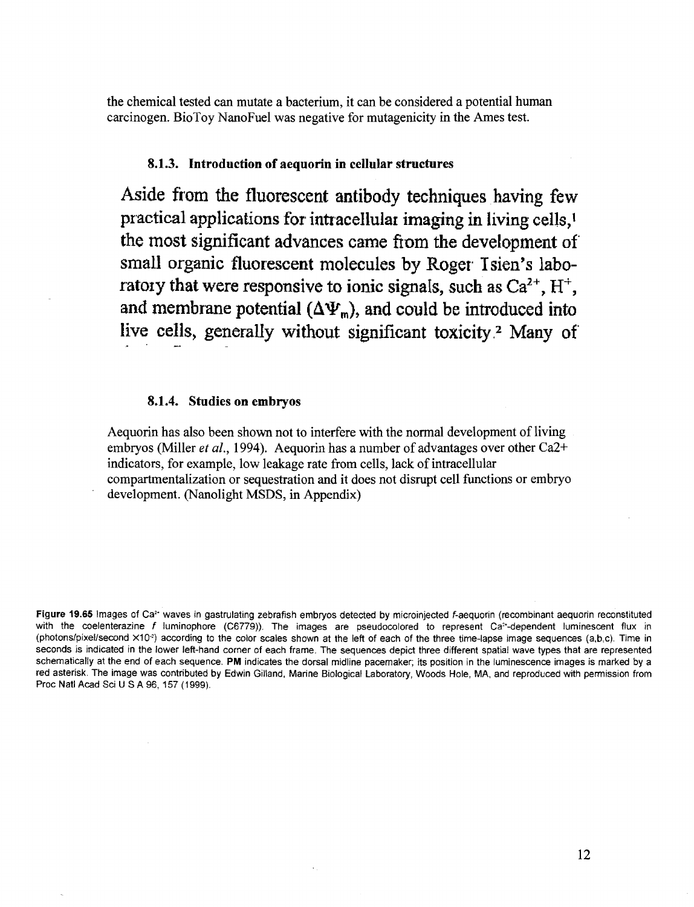the chemical tested can mutate a bacterium, it can be considered a potential human carcinogen. BioToy NanoFuel was negative for mutagenicity in the Ames test.

#### 8.1.3. Introduction of aequorin in cellular structures

Aside from the fluorescent antibody techniques having few practical applications for intracellular imaging in living cells,[1] the most significant advances came from the development of small organic fluorescent molecules by Roger Tsien's laboratory that were responsive to ionic signals, such as $Ca^{2+}$, $H^{+}$, and membrane potential ($\Delta\Psi_m$), and could be introduced into live cells, generally without significant toxicity.[2] Many of

#### 8.1.4. Studies on embryos

Aequorin has also been shown not to interfere with the normal development of living embryos (Miller *et al.*, 1994). Aequorin has a number of advantages over other Ca2+ indicators, for example, low leakage rate from cells, lack of intracellular compartmentalization or sequestration and it does not disrupt cell functions or embryo development. (Nanolight MSDS, in Appendix)

**Figure 19.65** Images of $Ca^{2+}$ waves in gastrulating zebrafish embryos detected by microinjected *f*-aequorin (recombinant aequorin reconstituted with the coelenterazine *f* luminophore (C6779)). The images are pseudocolored to represent $Ca^{2+}$-dependent luminescent flux in (photons/pixel/second $\times 10^{-2}$) according to the color scales shown at the left of each of the three time-lapse image sequences (a,b,c). Time in seconds is indicated in the lower left-hand corner of each frame. The sequences depict three different spatial wave types that are represented schematically at the end of each sequence. **PM** indicates the dorsal midline pacemaker; its position in the luminescence images is marked by a red asterisk. The image was contributed by Edwin Gilland, Marine Biological Laboratory, Woods Hole, MA, and reproduced with permission from Proc Natl Acad Sci U S A 96, 157 (1999).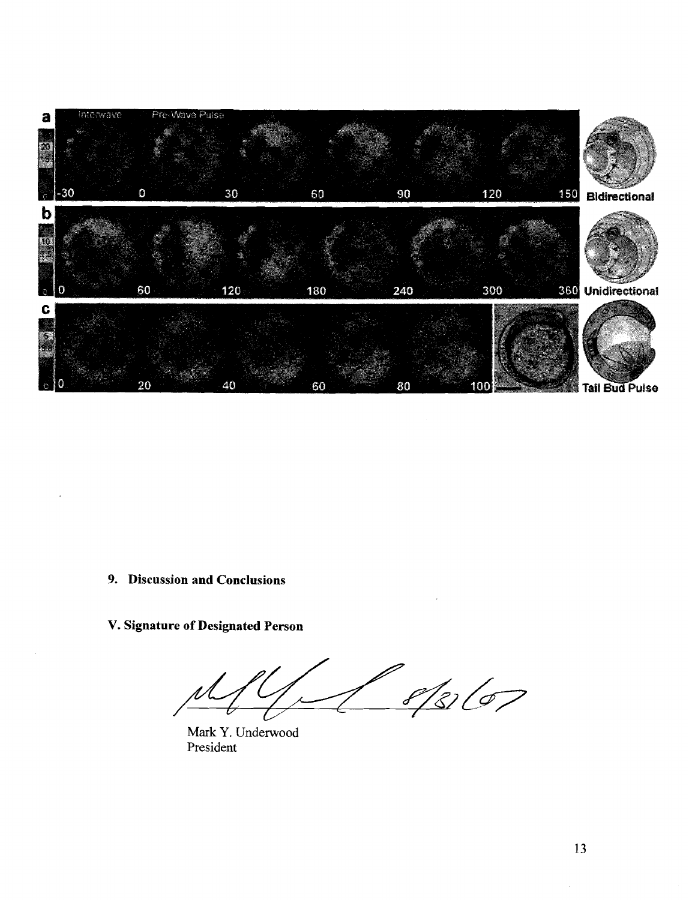## 9. Discussion and Conclusions

## V. Signature of Designated Person

Mark Y. Underwood
President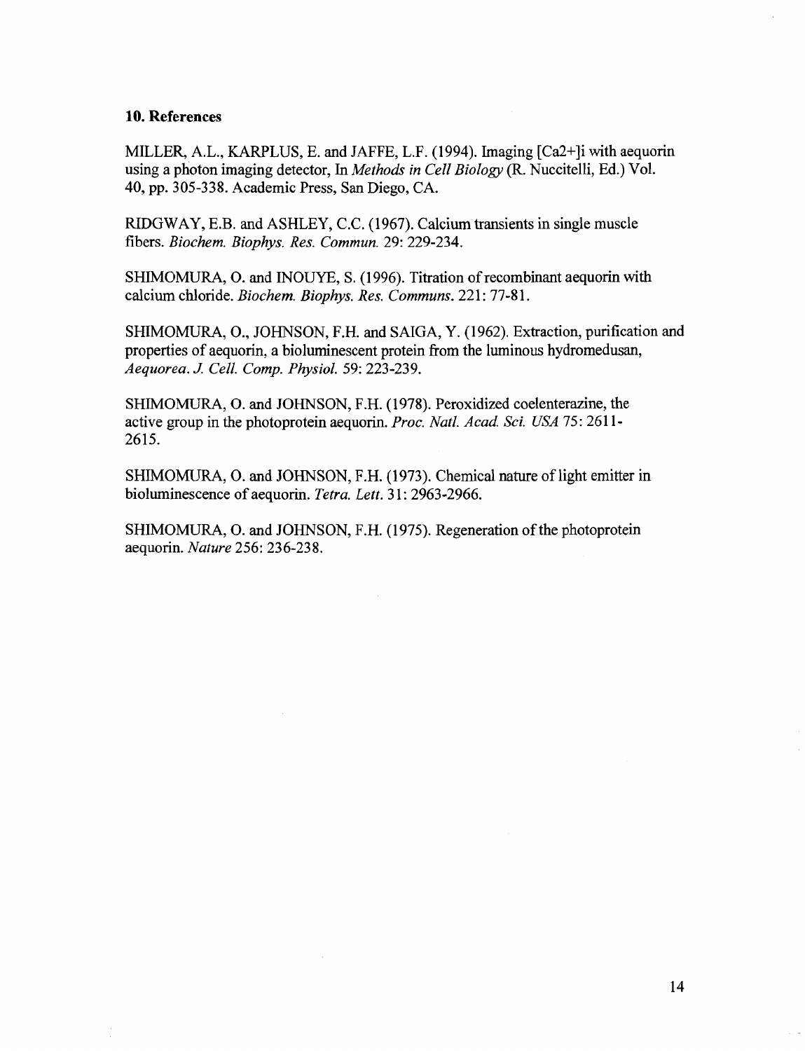## 10. References

MILLER, A.L., KARPLUS, E. and JAFFE, L.F. (1994). Imaging $[Ca^{2+}]_i$ with aequorin using a photon imaging detector, In *Methods in Cell Biology* (R. Nuccitelli, Ed.) Vol. 40, pp. 305-338. Academic Press, San Diego, CA.

RIDGWAY, E.B. and ASHLEY, C.C. (1967). Calcium transients in single muscle fibers. *Biochem. Biophys. Res. Commun.* 29: 229-234.

SHIMOMURA, O. and INOUYE, S. (1996). Titration of recombinant aequorin with calcium chloride. *Biochem. Biophys. Res. Communs.* 221: 77-81.

SHIMOMURA, O., JOHNSON, F.H. and SAIGA, Y. (1962). Extraction, purification and properties of aequorin, a bioluminescent protein from the luminous hydromedusan, *Aequorea*. *J. Cell. Comp. Physiol.* 59: 223-239.

SHIMOMURA, O. and JOHNSON, F.H. (1978). Peroxidized coelenterazine, the active group in the photoprotein aequorin. *Proc. Natl. Acad. Sci. USA* 75: 2611-2615.

SHIMOMURA, O. and JOHNSON, F.H. (1973). Chemical nature of light emitter in bioluminescence of aequorin. *Tetra. Lett.* 31: 2963-2966.

SHIMOMURA, O. and JOHNSON, F.H. (1975). Regeneration of the photoprotein aequorin. *Nature* 256: 236-238.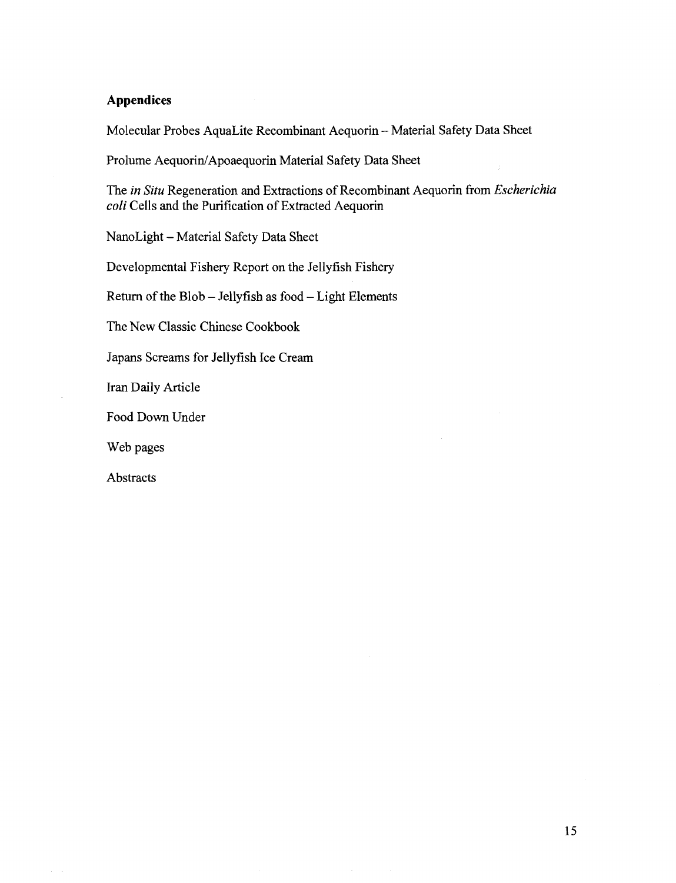## Appendices

Molecular Probes AquaLite Recombinant Aequorin – Material Safety Data Sheet

Prolume Aequorin/Apoaequorin Material Safety Data Sheet

The *in Situ* Regeneration and Extractions of Recombinant Aequorin from *Escherichia coli* Cells and the Purification of Extracted Aequorin

NanoLight – Material Safety Data Sheet

Developmental Fishery Report on the Jellyfish Fishery

Return of the Blob – Jellyfish as food – Light Elements

The New Classic Chinese Cookbook

Japans Screams for Jellyfish Ice Cream

Iran Daily Article

Food Down Under

Web pages

Abstracts